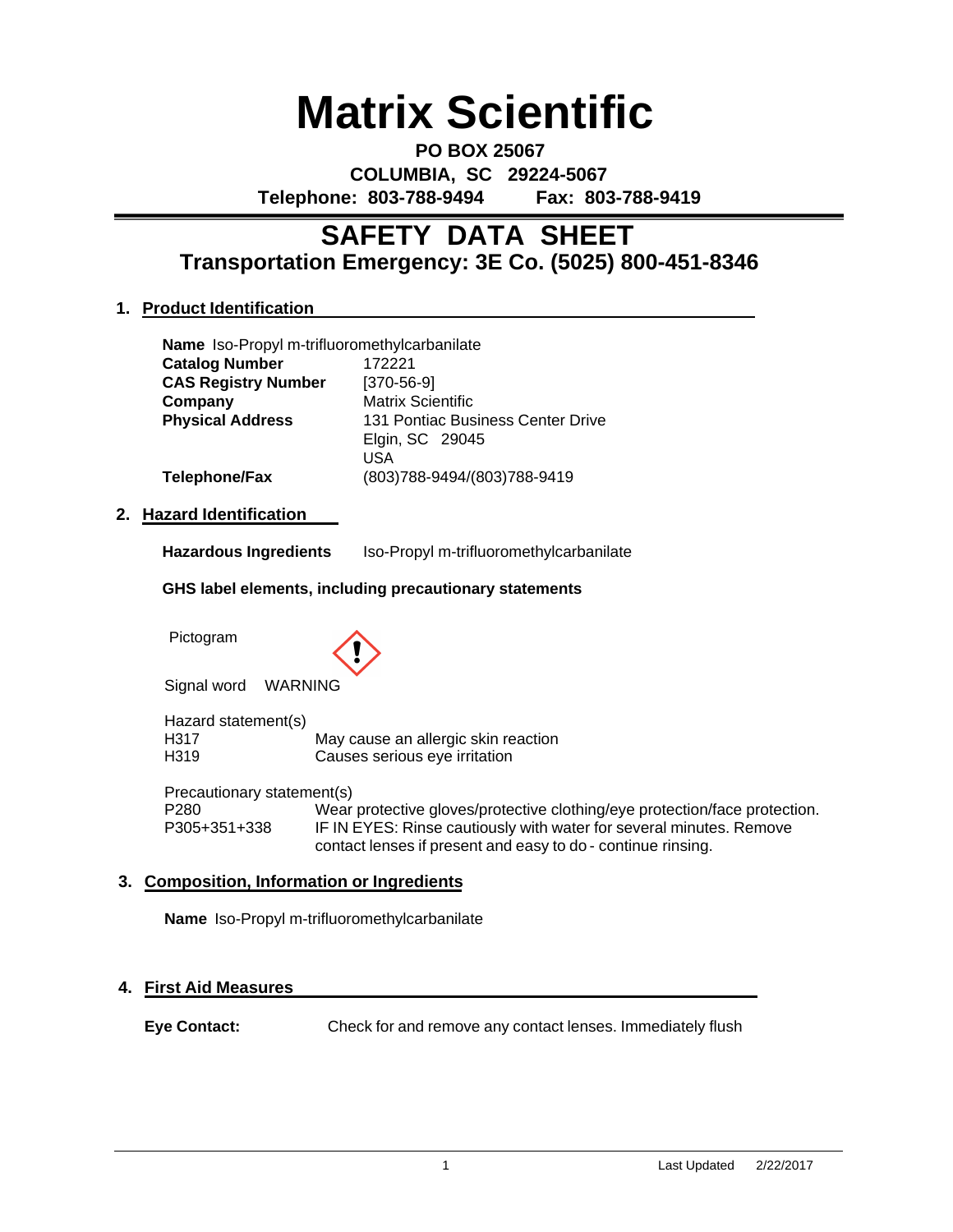# Matrix Scientific

**PO BOX 25067**
**COLUMBIA, SC 29224-5067**
**Telephone: 803-788-9494 Fax: 803-788-9419**

---

## SAFETY DATA SHEET
### Transportation Emergency: 3E Co. (5025) 800-451-8346

### 1. Product Identification

**Name** Iso-Propyl m-trifluoromethylcarbanilate

| | |
|---|---|
| **Catalog Number** | 172221 |
| **CAS Registry Number** | [370-56-9] |
| **Company** | Matrix Scientific |
| **Physical Address** | 131 Pontiac Business Center Drive<br>Elgin, SC 29045<br>USA |
| **Telephone/Fax** | (803)788-9494/(803)788-9419 |

### 2. Hazard Identification

**Hazardous Ingredients** Iso-Propyl m-trifluoromethylcarbanilate

**GHS label elements, including precautionary statements**

Pictogram

Signal word WARNING

Hazard statement(s)

| | |
|---|---|
| H317 | May cause an allergic skin reaction |
| H319 | Causes serious eye irritation |

Precautionary statement(s)

| | |
|---|---|
| P280 | Wear protective gloves/protective clothing/eye protection/face protection. |
| P305+351+338 | IF IN EYES: Rinse cautiously with water for several minutes. Remove contact lenses if present and easy to do - continue rinsing. |

### 3. Composition, Information or Ingredients

**Name** Iso-Propyl m-trifluoromethylcarbanilate

### 4. First Aid Measures

**Eye Contact:** Check for and remove any contact lenses. Immediately flush

Last Updated 2/22/2017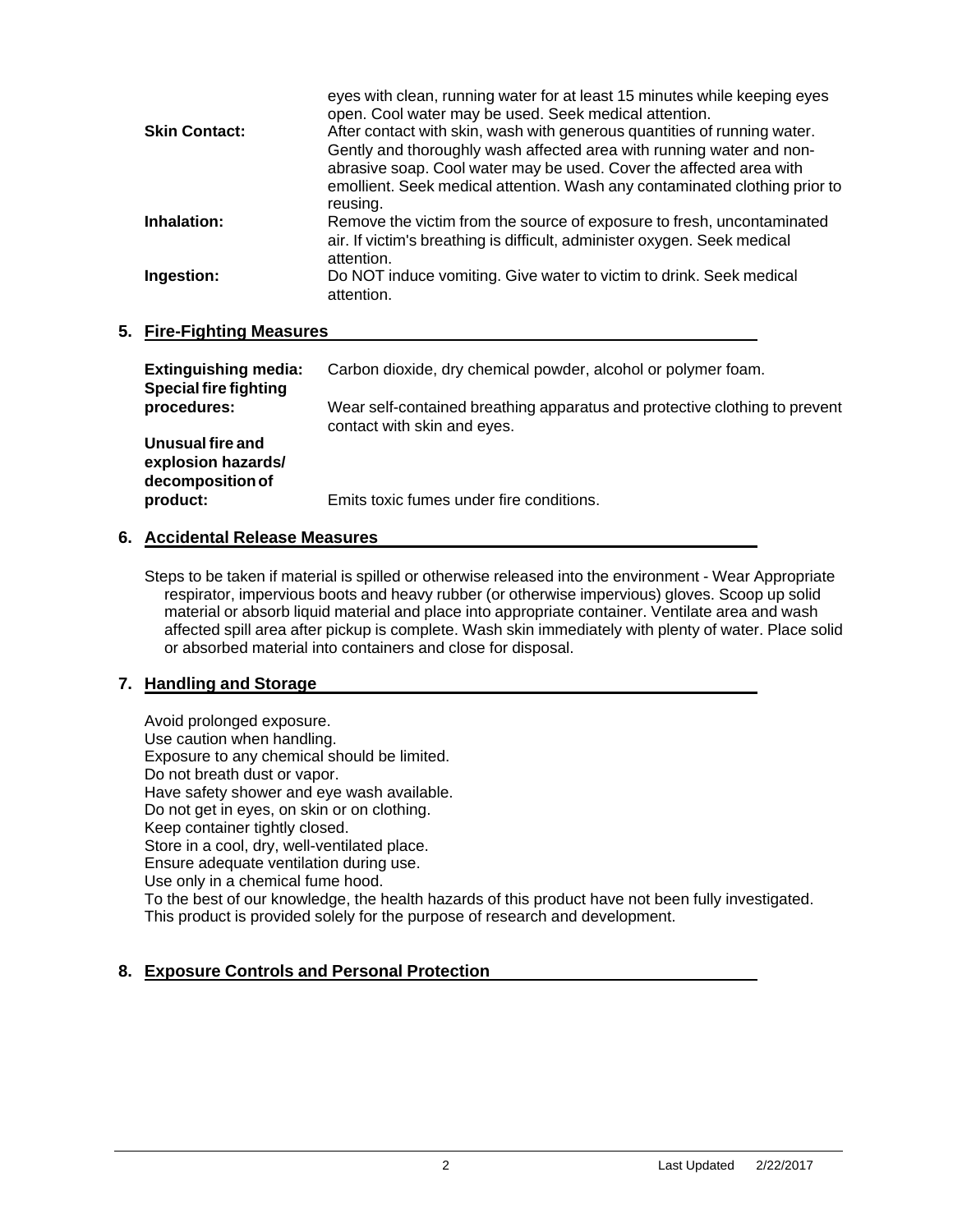eyes with clean, running water for at least 15 minutes while keeping eyes open. Cool water may be used. Seek medical attention.

**Skin Contact:** After contact with skin, wash with generous quantities of running water. Gently and thoroughly wash affected area with running water and non-abrasive soap. Cool water may be used. Cover the affected area with emollient. Seek medical attention. Wash any contaminated clothing prior to reusing.

**Inhalation:** Remove the victim from the source of exposure to fresh, uncontaminated air. If victim's breathing is difficult, administer oxygen. Seek medical attention.

**Ingestion:** Do NOT induce vomiting. Give water to victim to drink. Seek medical attention.

## 5. Fire-Fighting Measures

**Extinguishing media:** Carbon dioxide, dry chemical powder, alcohol or polymer foam.

**Special fire fighting procedures:** Wear self-contained breathing apparatus and protective clothing to prevent contact with skin and eyes.

**Unusual fire and explosion hazards/ decomposition of product:** Emits toxic fumes under fire conditions.

## 6. Accidental Release Measures

Steps to be taken if material is spilled or otherwise released into the environment - Wear Appropriate respirator, impervious boots and heavy rubber (or otherwise impervious) gloves. Scoop up solid material or absorb liquid material and place into appropriate container. Ventilate area and wash affected spill area after pickup is complete. Wash skin immediately with plenty of water. Place solid or absorbed material into containers and close for disposal.

## 7. Handling and Storage

Avoid prolonged exposure.
Use caution when handling.
Exposure to any chemical should be limited.
Do not breath dust or vapor.
Have safety shower and eye wash available.
Do not get in eyes, on skin or on clothing.
Keep container tightly closed.
Store in a cool, dry, well-ventilated place.
Ensure adequate ventilation during use.
Use only in a chemical fume hood.
To the best of our knowledge, the health hazards of this product have not been fully investigated.
This product is provided solely for the purpose of research and development.

## 8. Exposure Controls and Personal Protection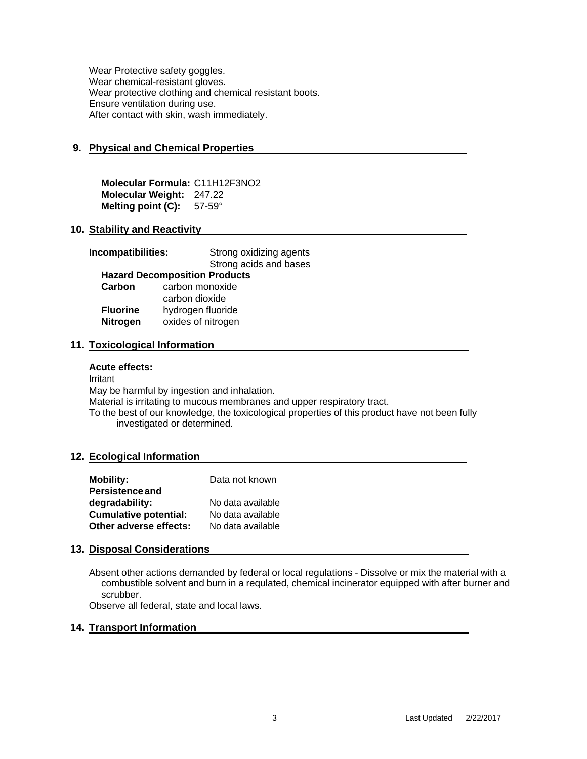Wear Protective safety goggles.
Wear chemical-resistant gloves.
Wear protective clothing and chemical resistant boots.
Ensure ventilation during use.
After contact with skin, wash immediately.

## 9. Physical and Chemical Properties

**Molecular Formula:** $C_{11}H_{12}F_3NO_2$
**Molecular Weight:** 247.22
**Melting point (C):** 57-59°

## 10. Stability and Reactivity

**Incompatibilities:** Strong oxidizing agents
Strong acids and bases

**Hazard Decomposition Products**

| | |
|---|---|
| **Carbon** | carbon monoxide |
| | carbon dioxide |
| **Fluorine** | hydrogen fluoride |
| **Nitrogen** | oxides of nitrogen |

## 11. Toxicological Information

**Acute effects:**

Irritant
May be harmful by ingestion and inhalation.
Material is irritating to mucous membranes and upper respiratory tract.
To the best of our knowledge, the toxicological properties of this product have not been fully investigated or determined.

## 12. Ecological Information

| | |
|---|---|
| **Mobility:** | Data not known |
| **Persistence and degradability:** | No data available |
| **Cumulative potential:** | No data available |
| **Other adverse effects:** | No data available |

## 13. Disposal Considerations

Absent other actions demanded by federal or local regulations - Dissolve or mix the material with a combustible solvent and burn in a requlated, chemical incinerator equipped with after burner and scrubber.
Observe all federal, state and local laws.

## 14. Transport Information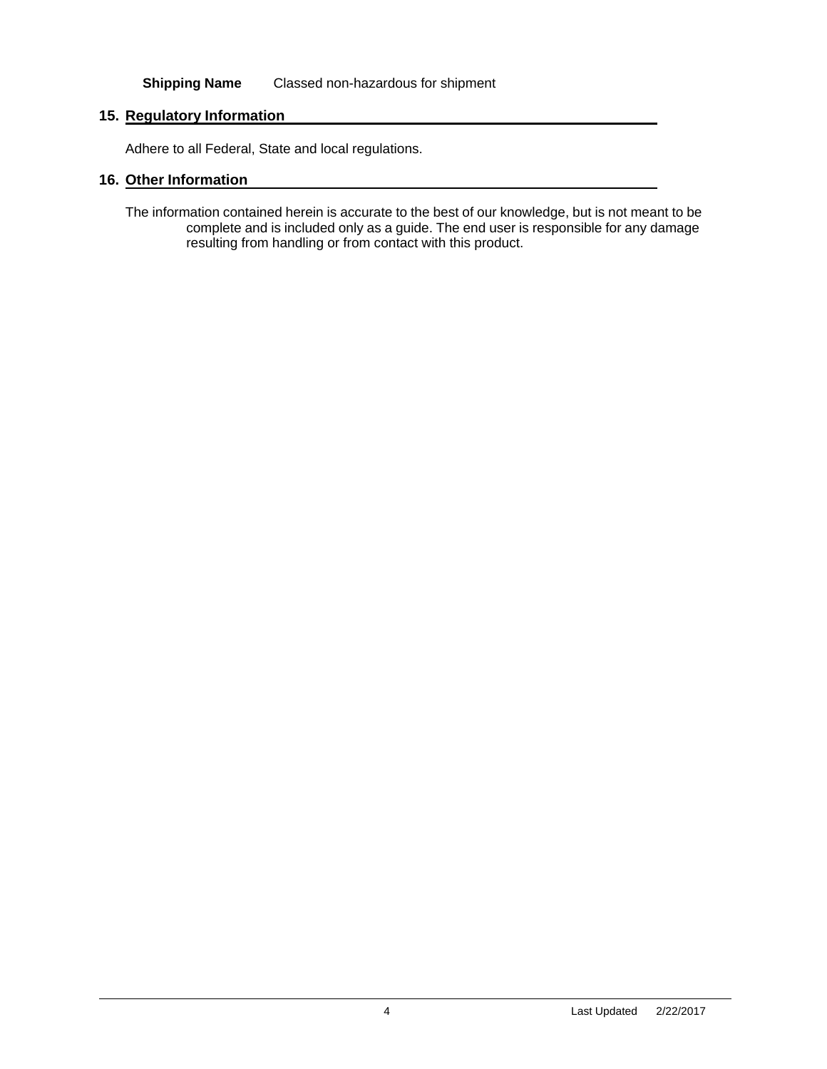**Shipping Name** Classed non-hazardous for shipment

## 15. Regulatory Information

Adhere to all Federal, State and local regulations.

## 16. Other Information

The information contained herein is accurate to the best of our knowledge, but is not meant to be complete and is included only as a guide. The end user is responsible for any damage resulting from handling or from contact with this product.